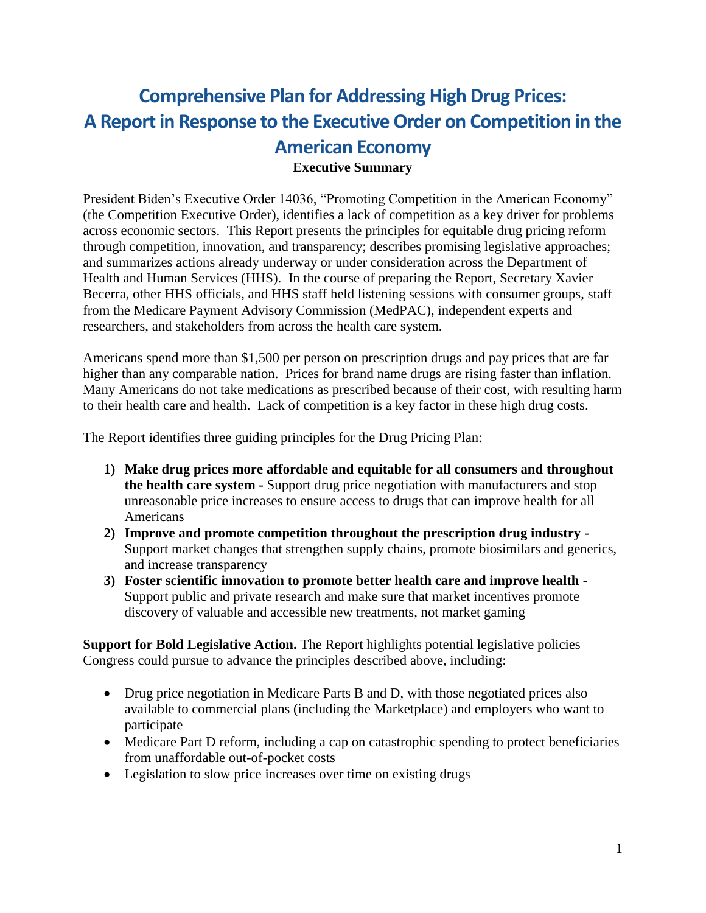# Comprehensive Plan for Addressing High Drug Prices: A Report in Response to the Executive Order on Competition in the American Economy

## Executive Summary

President Biden's Executive Order 14036, "Promoting Competition in the American Economy" (the Competition Executive Order), identifies a lack of competition as a key driver for problems across economic sectors. This Report presents the principles for equitable drug pricing reform through competition, innovation, and transparency; describes promising legislative approaches; and summarizes actions already underway or under consideration across the Department of Health and Human Services (HHS). In the course of preparing the Report, Secretary Xavier Becerra, other HHS officials, and HHS staff held listening sessions with consumer groups, staff from the Medicare Payment Advisory Commission (MedPAC), independent experts and researchers, and stakeholders from across the health care system.

Americans spend more than $1,500 per person on prescription drugs and pay prices that are far higher than any comparable nation. Prices for brand name drugs are rising faster than inflation. Many Americans do not take medications as prescribed because of their cost, with resulting harm to their health care and health. Lack of competition is a key factor in these high drug costs.

The Report identifies three guiding principles for the Drug Pricing Plan:

1) **Make drug prices more affordable and equitable for all consumers and throughout the health care system -** Support drug price negotiation with manufacturers and stop unreasonable price increases to ensure access to drugs that can improve health for all Americans
2) **Improve and promote competition throughout the prescription drug industry -** Support market changes that strengthen supply chains, promote biosimilars and generics, and increase transparency
3) **Foster scientific innovation to promote better health care and improve health -** Support public and private research and make sure that market incentives promote discovery of valuable and accessible new treatments, not market gaming

**Support for Bold Legislative Action.** The Report highlights potential legislative policies Congress could pursue to advance the principles described above, including:

- Drug price negotiation in Medicare Parts B and D, with those negotiated prices also available to commercial plans (including the Marketplace) and employers who want to participate
- Medicare Part D reform, including a cap on catastrophic spending to protect beneficiaries from unaffordable out-of-pocket costs
- Legislation to slow price increases over time on existing drugs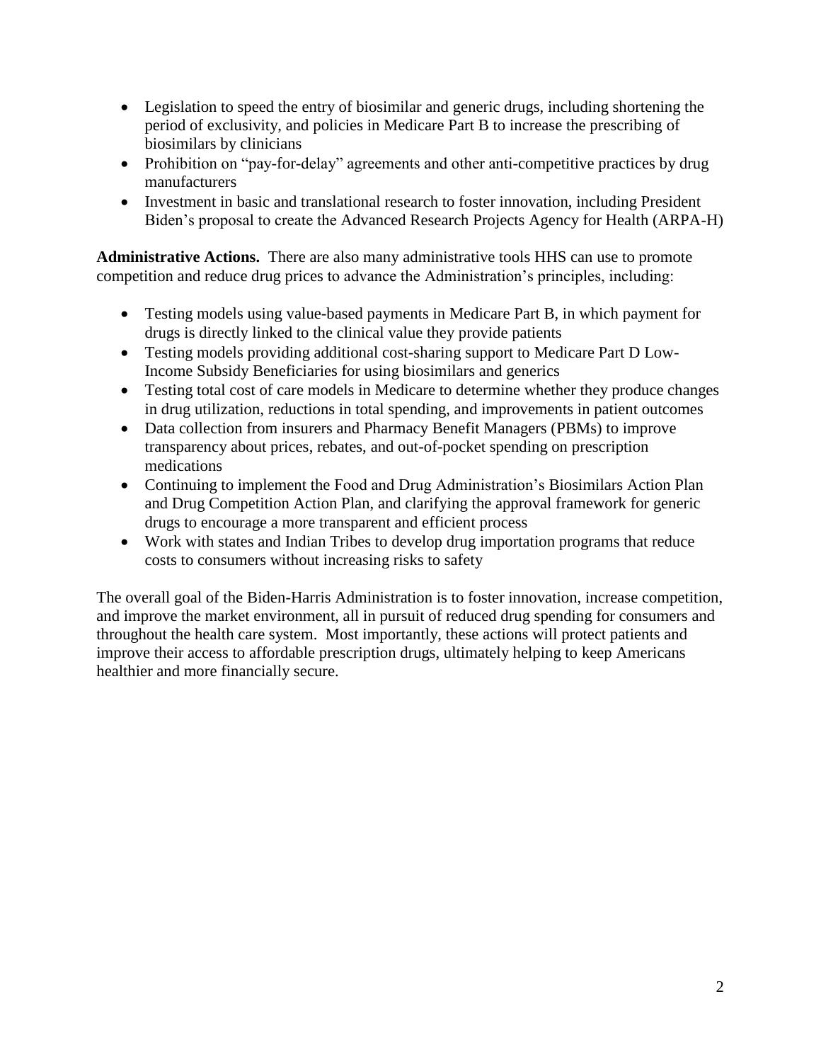- Legislation to speed the entry of biosimilar and generic drugs, including shortening the period of exclusivity, and policies in Medicare Part B to increase the prescribing of biosimilars by clinicians
- Prohibition on "pay-for-delay" agreements and other anti-competitive practices by drug manufacturers
- Investment in basic and translational research to foster innovation, including President Biden's proposal to create the Advanced Research Projects Agency for Health (ARPA-H)

**Administrative Actions.** There are also many administrative tools HHS can use to promote competition and reduce drug prices to advance the Administration's principles, including:

- Testing models using value-based payments in Medicare Part B, in which payment for drugs is directly linked to the clinical value they provide patients
- Testing models providing additional cost-sharing support to Medicare Part D Low-Income Subsidy Beneficiaries for using biosimilars and generics
- Testing total cost of care models in Medicare to determine whether they produce changes in drug utilization, reductions in total spending, and improvements in patient outcomes
- Data collection from insurers and Pharmacy Benefit Managers (PBMs) to improve transparency about prices, rebates, and out-of-pocket spending on prescription medications
- Continuing to implement the Food and Drug Administration's Biosimilars Action Plan and Drug Competition Action Plan, and clarifying the approval framework for generic drugs to encourage a more transparent and efficient process
- Work with states and Indian Tribes to develop drug importation programs that reduce costs to consumers without increasing risks to safety

The overall goal of the Biden-Harris Administration is to foster innovation, increase competition, and improve the market environment, all in pursuit of reduced drug spending for consumers and throughout the health care system. Most importantly, these actions will protect patients and improve their access to affordable prescription drugs, ultimately helping to keep Americans healthier and more financially secure.